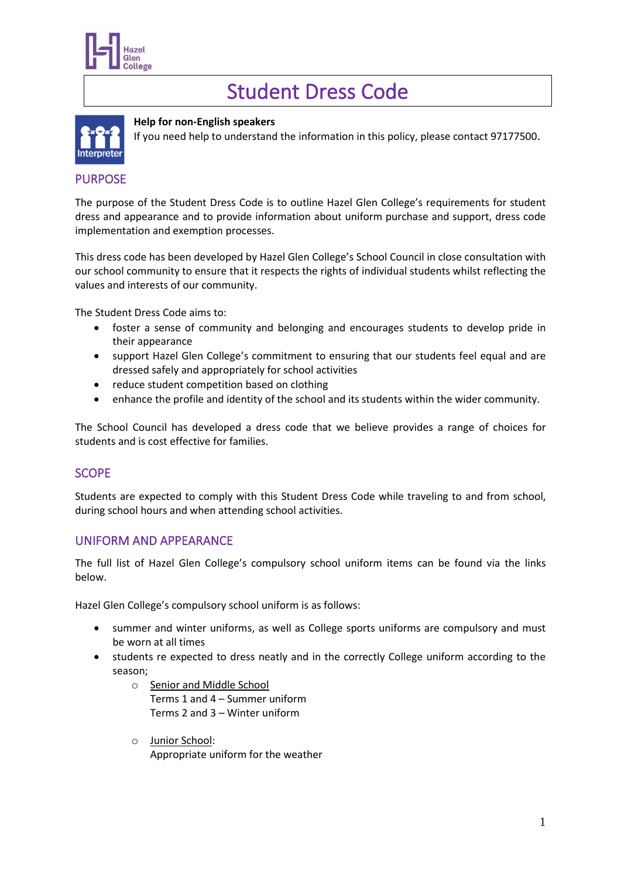# Student Dress Code

**Help for non-English speakers**
If you need help to understand the information in this policy, please contact 97177500.

## PURPOSE

The purpose of the Student Dress Code is to outline Hazel Glen College's requirements for student dress and appearance and to provide information about uniform purchase and support, dress code implementation and exemption processes.

This dress code has been developed by Hazel Glen College's School Council in close consultation with our school community to ensure that it respects the rights of individual students whilst reflecting the values and interests of our community.

The Student Dress Code aims to:

- foster a sense of community and belonging and encourages students to develop pride in their appearance
- support Hazel Glen College's commitment to ensuring that our students feel equal and are dressed safely and appropriately for school activities
- reduce student competition based on clothing
- enhance the profile and identity of the school and its students within the wider community.

The School Council has developed a dress code that we believe provides a range of choices for students and is cost effective for families.

## SCOPE

Students are expected to comply with this Student Dress Code while traveling to and from school, during school hours and when attending school activities.

## UNIFORM AND APPEARANCE

The full list of Hazel Glen College's compulsory school uniform items can be found via the links below.

Hazel Glen College's compulsory school uniform is as follows:

- summer and winter uniforms, as well as College sports uniforms are compulsory and must be worn at all times
- students re expected to dress neatly and in the correctly College uniform according to the season;
  - Senior and Middle School
    Terms 1 and 4 – Summer uniform
    Terms 2 and 3 – Winter uniform
  - Junior School:
    Appropriate uniform for the weather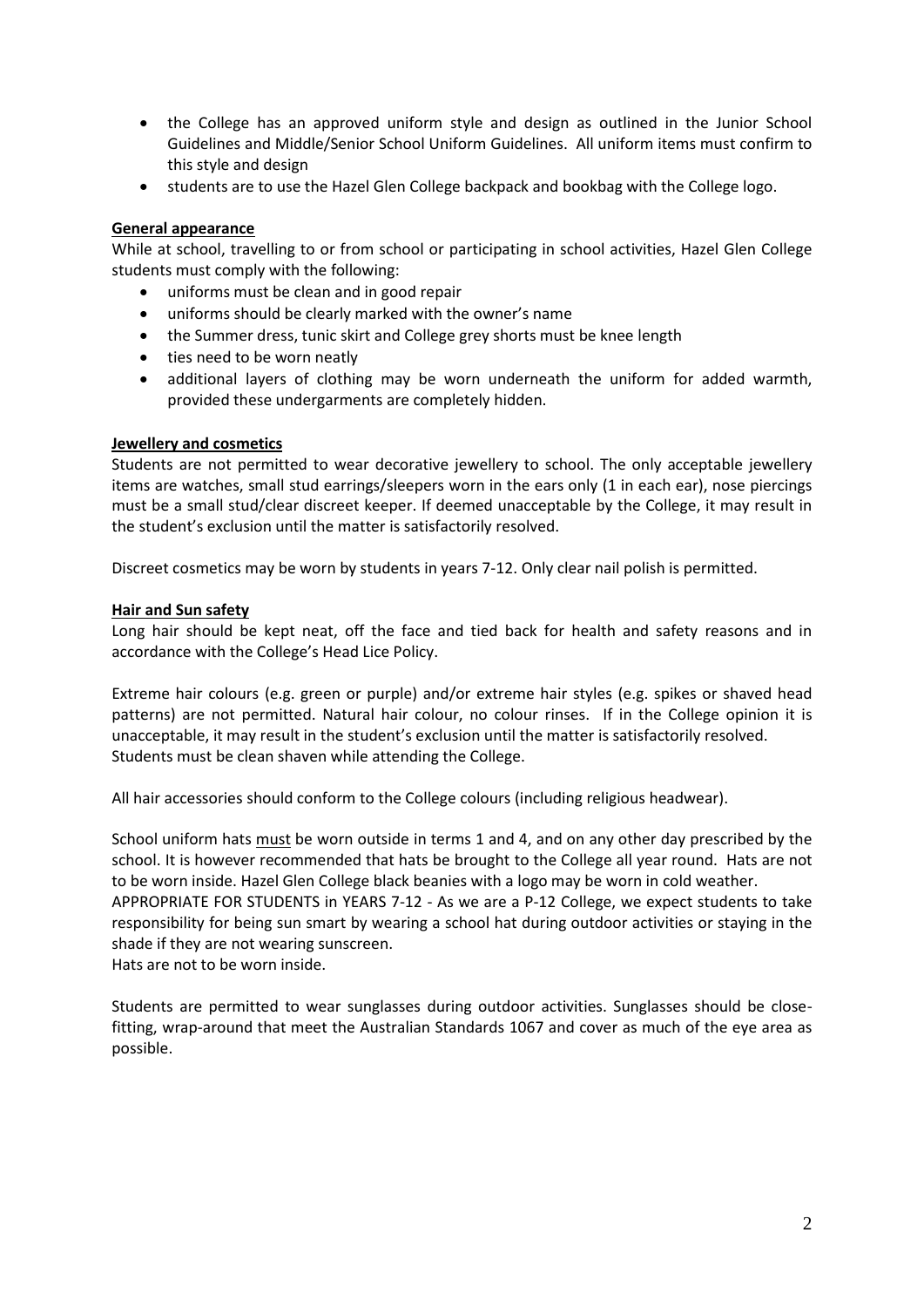- the College has an approved uniform style and design as outlined in the Junior School Guidelines and Middle/Senior School Uniform Guidelines. All uniform items must confirm to this style and design
- students are to use the Hazel Glen College backpack and bookbag with the College logo.

**General appearance**

While at school, travelling to or from school or participating in school activities, Hazel Glen College students must comply with the following:

- uniforms must be clean and in good repair
- uniforms should be clearly marked with the owner's name
- the Summer dress, tunic skirt and College grey shorts must be knee length
- ties need to be worn neatly
- additional layers of clothing may be worn underneath the uniform for added warmth, provided these undergarments are completely hidden.

**Jewellery and cosmetics**

Students are not permitted to wear decorative jewellery to school. The only acceptable jewellery items are watches, small stud earrings/sleepers worn in the ears only (1 in each ear), nose piercings must be a small stud/clear discreet keeper. If deemed unacceptable by the College, it may result in the student's exclusion until the matter is satisfactorily resolved.

Discreet cosmetics may be worn by students in years 7-12. Only clear nail polish is permitted.

**Hair and Sun safety**

Long hair should be kept neat, off the face and tied back for health and safety reasons and in accordance with the College's Head Lice Policy.

Extreme hair colours (e.g. green or purple) and/or extreme hair styles (e.g. spikes or shaved head patterns) are not permitted. Natural hair colour, no colour rinses. If in the College opinion it is unacceptable, it may result in the student's exclusion until the matter is satisfactorily resolved.
Students must be clean shaven while attending the College.

All hair accessories should conform to the College colours (including religious headwear).

School uniform hats must be worn outside in terms 1 and 4, and on any other day prescribed by the school. It is however recommended that hats be brought to the College all year round. Hats are not to be worn inside. Hazel Glen College black beanies with a logo may be worn in cold weather.
APPROPRIATE FOR STUDENTS in YEARS 7-12 - As we are a P-12 College, we expect students to take responsibility for being sun smart by wearing a school hat during outdoor activities or staying in the shade if they are not wearing sunscreen.
Hats are not to be worn inside.

Students are permitted to wear sunglasses during outdoor activities. Sunglasses should be close-fitting, wrap-around that meet the Australian Standards 1067 and cover as much of the eye area as possible.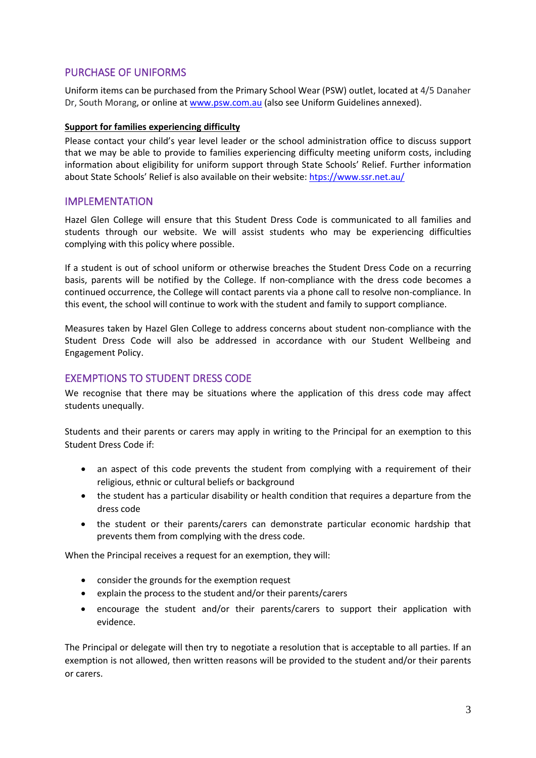## PURCHASE OF UNIFORMS

Uniform items can be purchased from the Primary School Wear (PSW) outlet, located at 4/5 Danaher Dr, South Morang, or online at [www.psw.com.au](www.psw.com.au) (also see Uniform Guidelines annexed).

**Support for families experiencing difficulty**

Please contact your child's year level leader or the school administration office to discuss support that we may be able to provide to families experiencing difficulty meeting uniform costs, including information about eligibility for uniform support through State Schools' Relief. Further information about State Schools' Relief is also available on their website: [htps://www.ssr.net.au/](https://www.ssr.net.au/)

## IMPLEMENTATION

Hazel Glen College will ensure that this Student Dress Code is communicated to all families and students through our website. We will assist students who may be experiencing difficulties complying with this policy where possible.

If a student is out of school uniform or otherwise breaches the Student Dress Code on a recurring basis, parents will be notified by the College. If non-compliance with the dress code becomes a continued occurrence, the College will contact parents via a phone call to resolve non-compliance. In this event, the school will continue to work with the student and family to support compliance.

Measures taken by Hazel Glen College to address concerns about student non-compliance with the Student Dress Code will also be addressed in accordance with our Student Wellbeing and Engagement Policy.

## EXEMPTIONS TO STUDENT DRESS CODE

We recognise that there may be situations where the application of this dress code may affect students unequally.

Students and their parents or carers may apply in writing to the Principal for an exemption to this Student Dress Code if:

- an aspect of this code prevents the student from complying with a requirement of their religious, ethnic or cultural beliefs or background
- the student has a particular disability or health condition that requires a departure from the dress code
- the student or their parents/carers can demonstrate particular economic hardship that prevents them from complying with the dress code.

When the Principal receives a request for an exemption, they will:

- consider the grounds for the exemption request
- explain the process to the student and/or their parents/carers
- encourage the student and/or their parents/carers to support their application with evidence.

The Principal or delegate will then try to negotiate a resolution that is acceptable to all parties. If an exemption is not allowed, then written reasons will be provided to the student and/or their parents or carers.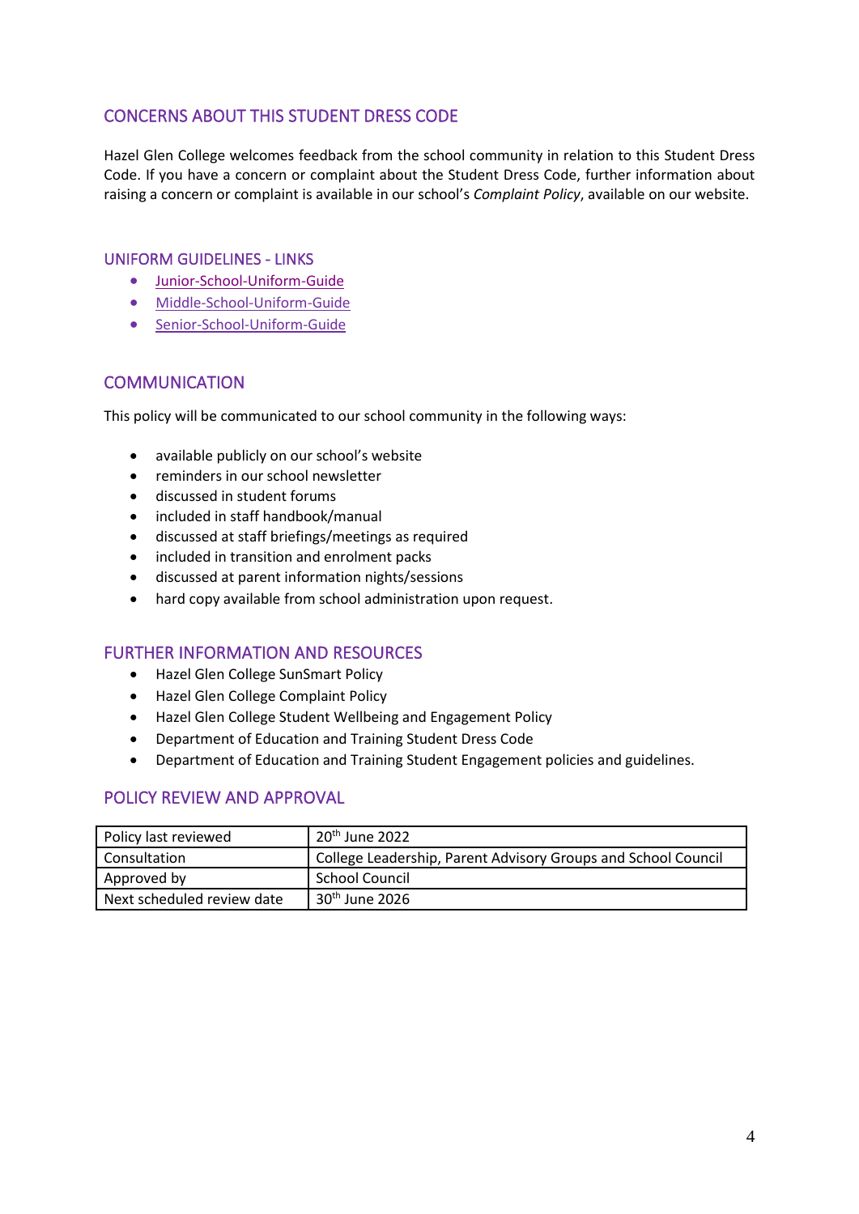## CONCERNS ABOUT THIS STUDENT DRESS CODE

Hazel Glen College welcomes feedback from the school community in relation to this Student Dress Code. If you have a concern or complaint about the Student Dress Code, further information about raising a concern or complaint is available in our school's *Complaint Policy*, available on our website.

## UNIFORM GUIDELINES - LINKS

- Junior-School-Uniform-Guide
- Middle-School-Uniform-Guide
- Senior-School-Uniform-Guide

## COMMUNICATION

This policy will be communicated to our school community in the following ways:

- available publicly on our school's website
- reminders in our school newsletter
- discussed in student forums
- included in staff handbook/manual
- discussed at staff briefings/meetings as required
- included in transition and enrolment packs
- discussed at parent information nights/sessions
- hard copy available from school administration upon request.

## FURTHER INFORMATION AND RESOURCES

- Hazel Glen College SunSmart Policy
- Hazel Glen College Complaint Policy
- Hazel Glen College Student Wellbeing and Engagement Policy
- Department of Education and Training Student Dress Code
- Department of Education and Training Student Engagement policies and guidelines.

## POLICY REVIEW AND APPROVAL

| | |
|---|---|
| Policy last reviewed | 20th June 2022 |
| Consultation | College Leadership, Parent Advisory Groups and School Council |
| Approved by | School Council |
| Next scheduled review date | 30th June 2026 |